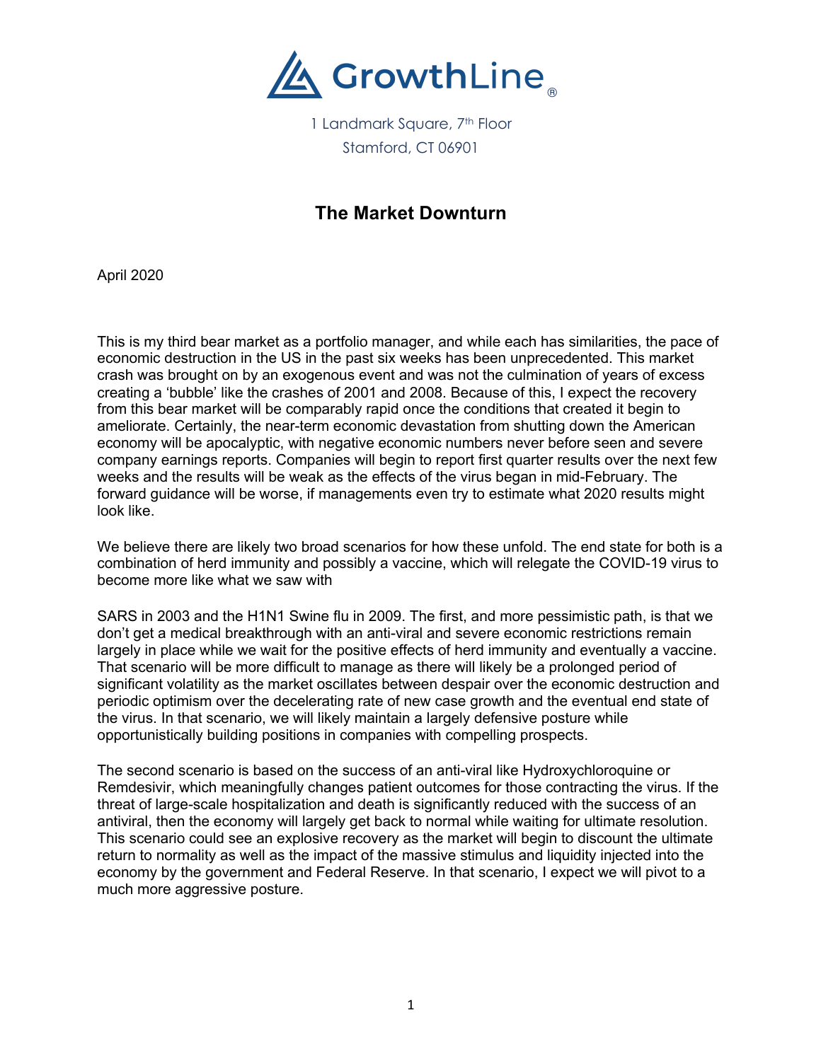GrowthLine®

1 Landmark Square, 7th Floor
Stamford, CT 06901

# The Market Downturn

April 2020

This is my third bear market as a portfolio manager, and while each has similarities, the pace of economic destruction in the US in the past six weeks has been unprecedented. This market crash was brought on by an exogenous event and was not the culmination of years of excess creating a 'bubble' like the crashes of 2001 and 2008. Because of this, I expect the recovery from this bear market will be comparably rapid once the conditions that created it begin to ameliorate. Certainly, the near-term economic devastation from shutting down the American economy will be apocalyptic, with negative economic numbers never before seen and severe company earnings reports. Companies will begin to report first quarter results over the next few weeks and the results will be weak as the effects of the virus began in mid-February. The forward guidance will be worse, if managements even try to estimate what 2020 results might look like.

We believe there are likely two broad scenarios for how these unfold. The end state for both is a combination of herd immunity and possibly a vaccine, which will relegate the COVID-19 virus to become more like what we saw with

SARS in 2003 and the H1N1 Swine flu in 2009. The first, and more pessimistic path, is that we don't get a medical breakthrough with an anti-viral and severe economic restrictions remain largely in place while we wait for the positive effects of herd immunity and eventually a vaccine. That scenario will be more difficult to manage as there will likely be a prolonged period of significant volatility as the market oscillates between despair over the economic destruction and periodic optimism over the decelerating rate of new case growth and the eventual end state of the virus. In that scenario, we will likely maintain a largely defensive posture while opportunistically building positions in companies with compelling prospects.

The second scenario is based on the success of an anti-viral like Hydroxychloroquine or Remdesivir, which meaningfully changes patient outcomes for those contracting the virus. If the threat of large-scale hospitalization and death is significantly reduced with the success of an antiviral, then the economy will largely get back to normal while waiting for ultimate resolution. This scenario could see an explosive recovery as the market will begin to discount the ultimate return to normality as well as the impact of the massive stimulus and liquidity injected into the economy by the government and Federal Reserve. In that scenario, I expect we will pivot to a much more aggressive posture.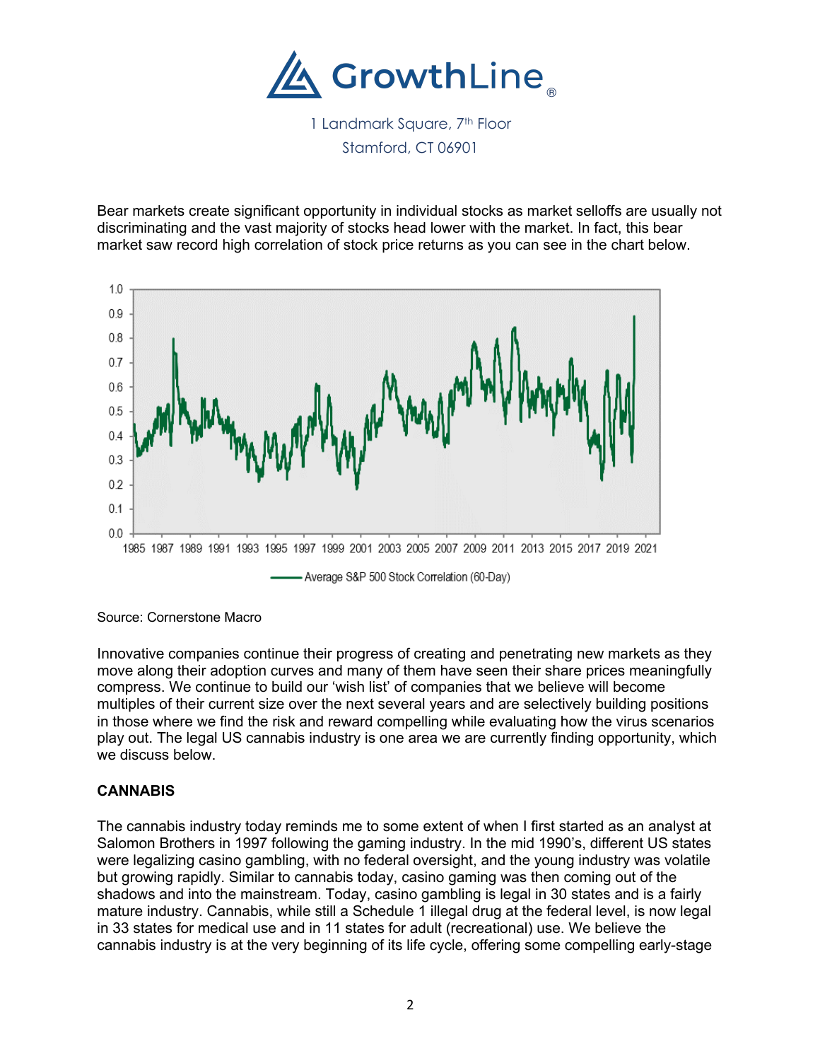# GrowthLine®

1 Landmark Square, 7th Floor
Stamford, CT 06901

Bear markets create significant opportunity in individual stocks as market selloffs are usually not discriminating and the vast majority of stocks head lower with the market. In fact, this bear market saw record high correlation of stock price returns as you can see in the chart below.

Average S&P 500 Stock Correlation (60-Day)

Source: Cornerstone Macro

Innovative companies continue their progress of creating and penetrating new markets as they move along their adoption curves and many of them have seen their share prices meaningfully compress. We continue to build our 'wish list' of companies that we believe will become multiples of their current size over the next several years and are selectively building positions in those where we find the risk and reward compelling while evaluating how the virus scenarios play out. The legal US cannabis industry is one area we are currently finding opportunity, which we discuss below.

## CANNABIS

The cannabis industry today reminds me to some extent of when I first started as an analyst at Salomon Brothers in 1997 following the gaming industry. In the mid 1990's, different US states were legalizing casino gambling, with no federal oversight, and the young industry was volatile but growing rapidly. Similar to cannabis today, casino gaming was then coming out of the shadows and into the mainstream. Today, casino gambling is legal in 30 states and is a fairly mature industry. Cannabis, while still a Schedule 1 illegal drug at the federal level, is now legal in 33 states for medical use and in 11 states for adult (recreational) use. We believe the cannabis industry is at the very beginning of its life cycle, offering some compelling early-stage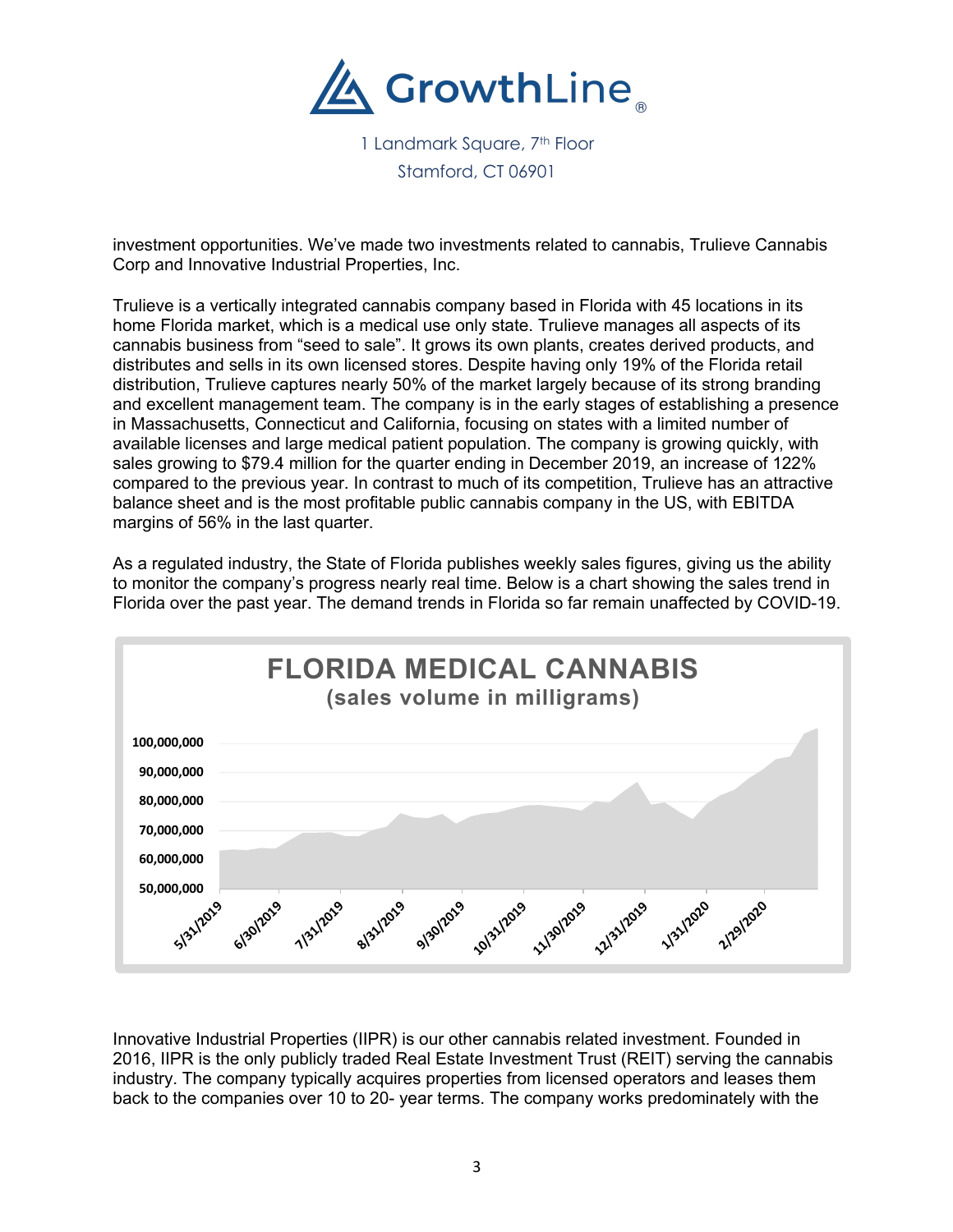investment opportunities. We've made two investments related to cannabis, Trulieve Cannabis Corp and Innovative Industrial Properties, Inc.

Trulieve is a vertically integrated cannabis company based in Florida with 45 locations in its home Florida market, which is a medical use only state. Trulieve manages all aspects of its cannabis business from "seed to sale". It grows its own plants, creates derived products, and distributes and sells in its own licensed stores. Despite having only 19% of the Florida retail distribution, Trulieve captures nearly 50% of the market largely because of its strong branding and excellent management team. The company is in the early stages of establishing a presence in Massachusetts, Connecticut and California, focusing on states with a limited number of available licenses and large medical patient population. The company is growing quickly, with sales growing to $79.4 million for the quarter ending in December 2019, an increase of 122% compared to the previous year. In contrast to much of its competition, Trulieve has an attractive balance sheet and is the most profitable public cannabis company in the US, with EBITDA margins of 56% in the last quarter.

As a regulated industry, the State of Florida publishes weekly sales figures, giving us the ability to monitor the company's progress nearly real time. Below is a chart showing the sales trend in Florida over the past year. The demand trends in Florida so far remain unaffected by COVID-19.

**FLORIDA MEDICAL CANNABIS**
**(sales volume in milligrams)**

Innovative Industrial Properties (IIPR) is our other cannabis related investment. Founded in 2016, IIPR is the only publicly traded Real Estate Investment Trust (REIT) serving the cannabis industry. The company typically acquires properties from licensed operators and leases them back to the companies over 10 to 20- year terms. The company works predominately with the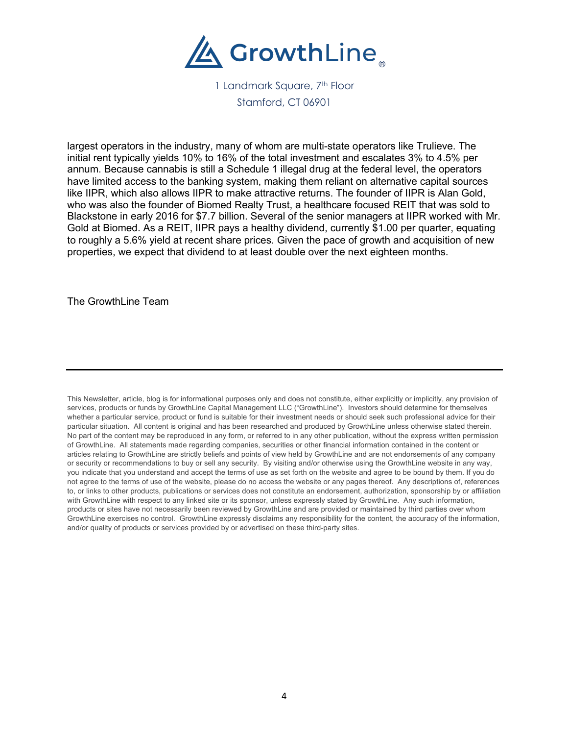largest operators in the industry, many of whom are multi-state operators like Trulieve. The initial rent typically yields 10% to 16% of the total investment and escalates 3% to 4.5% per annum. Because cannabis is still a Schedule 1 illegal drug at the federal level, the operators have limited access to the banking system, making them reliant on alternative capital sources like IIPR, which also allows IIPR to make attractive returns. The founder of IIPR is Alan Gold, who was also the founder of Biomed Realty Trust, a healthcare focused REIT that was sold to Blackstone in early 2016 for $7.7 billion. Several of the senior managers at IIPR worked with Mr. Gold at Biomed. As a REIT, IIPR pays a healthy dividend, currently $1.00 per quarter, equating to roughly a 5.6% yield at recent share prices. Given the pace of growth and acquisition of new properties, we expect that dividend to at least double over the next eighteen months.

The GrowthLine Team

---

This Newsletter, article, blog is for informational purposes only and does not constitute, either explicitly or implicitly, any provision of services, products or funds by GrowthLine Capital Management LLC ("GrowthLine"). Investors should determine for themselves whether a particular service, product or fund is suitable for their investment needs or should seek such professional advice for their particular situation. All content is original and has been researched and produced by GrowthLine unless otherwise stated therein. No part of the content may be reproduced in any form, or referred to in any other publication, without the express written permission of GrowthLine. All statements made regarding companies, securities or other financial information contained in the content or articles relating to GrowthLine are strictly beliefs and points of view held by GrowthLine and are not endorsements of any company or security or recommendations to buy or sell any security. By visiting and/or otherwise using the GrowthLine website in any way, you indicate that you understand and accept the terms of use as set forth on the website and agree to be bound by them. If you do not agree to the terms of use of the website, please do no access the website or any pages thereof. Any descriptions of, references to, or links to other products, publications or services does not constitute an endorsement, authorization, sponsorship by or affiliation with GrowthLine with respect to any linked site or its sponsor, unless expressly stated by GrowthLine. Any such information, products or sites have not necessarily been reviewed by GrowthLine and are provided or maintained by third parties over whom GrowthLine exercises no control. GrowthLine expressly disclaims any responsibility for the content, the accuracy of the information, and/or quality of products or services provided by or advertised on these third-party sites.